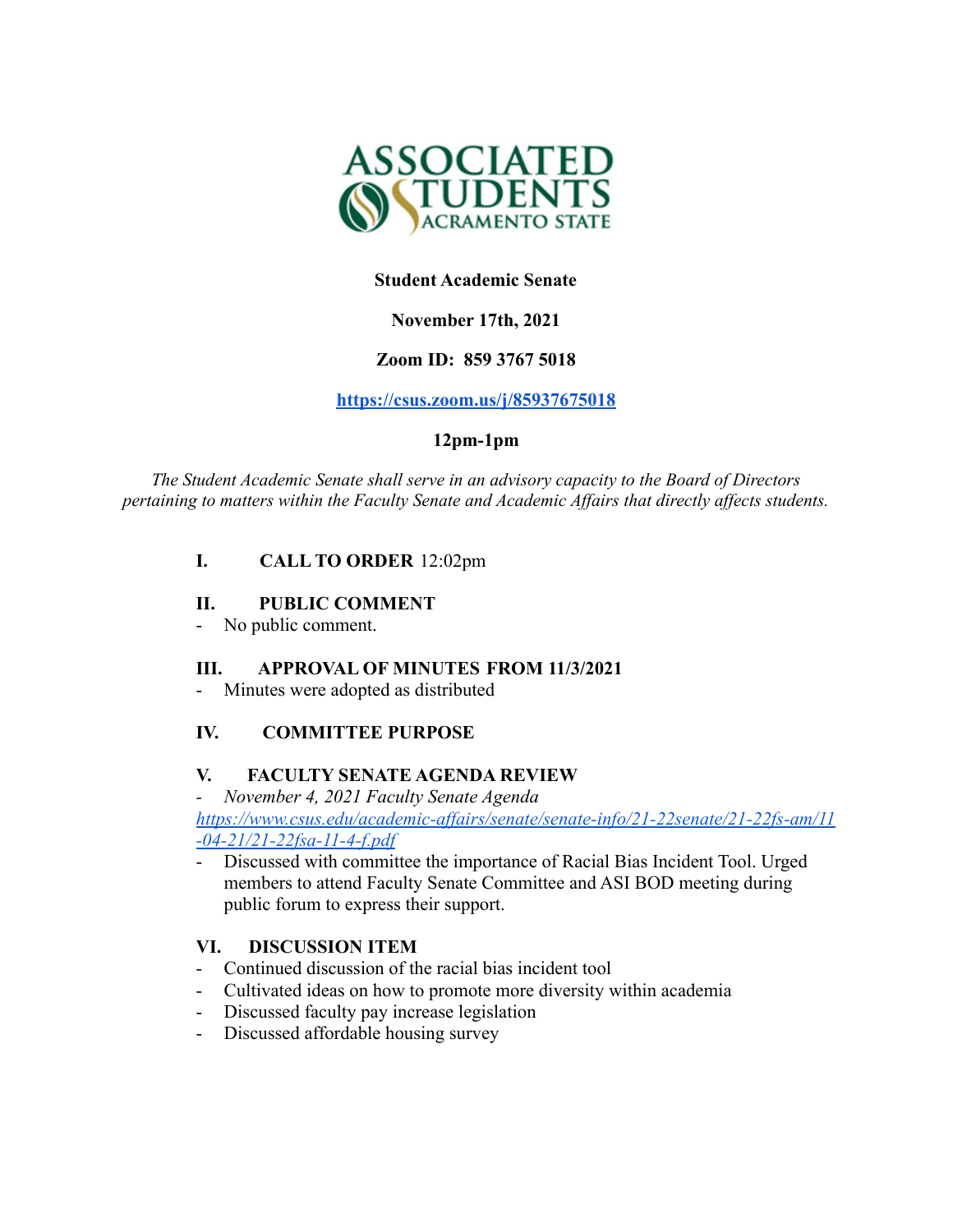**Student Academic Senate**

**November 17th, 2021**

**Zoom ID: 859 3767 5018**

**https://csus.zoom.us/j/85937675018**

**12pm-1pm**

*The Student Academic Senate shall serve in an advisory capacity to the Board of Directors pertaining to matters within the Faculty Senate and Academic Affairs that directly affects students.*

## I. CALL TO ORDER 12:02pm

## II. PUBLIC COMMENT

- No public comment.

## III. APPROVAL OF MINUTES FROM 11/3/2021

- Minutes were adopted as distributed

## IV. COMMITTEE PURPOSE

## V. FACULTY SENATE AGENDA REVIEW

- *November 4, 2021 Faculty Senate Agenda*

*https://www.csus.edu/academic-affairs/senate/senate-info/21-22senate/21-22fs-am/11-04-21/21-22fsa-11-4-f.pdf*

- Discussed with committee the importance of Racial Bias Incident Tool. Urged members to attend Faculty Senate Committee and ASI BOD meeting during public forum to express their support.

## VI. DISCUSSION ITEM

- Continued discussion of the racial bias incident tool
- Cultivated ideas on how to promote more diversity within academia
- Discussed faculty pay increase legislation
- Discussed affordable housing survey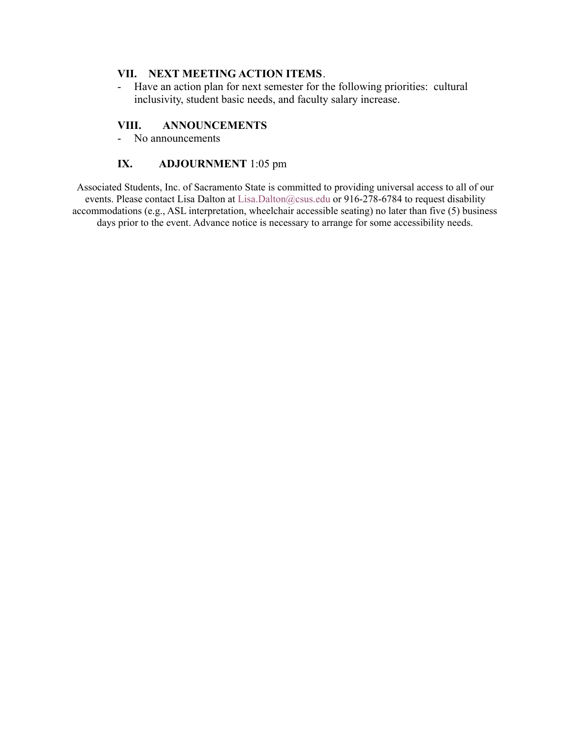## VII. NEXT MEETING ACTION ITEMS.

- Have an action plan for next semester for the following priorities: cultural inclusivity, student basic needs, and faculty salary increase.

## VIII. ANNOUNCEMENTS

- No announcements

## IX. ADJOURNMENT 1:05 pm

Associated Students, Inc. of Sacramento State is committed to providing universal access to all of our events. Please contact Lisa Dalton at Lisa.Dalton@csus.edu or 916-278-6784 to request disability accommodations (e.g., ASL interpretation, wheelchair accessible seating) no later than five (5) business days prior to the event. Advance notice is necessary to arrange for some accessibility needs.